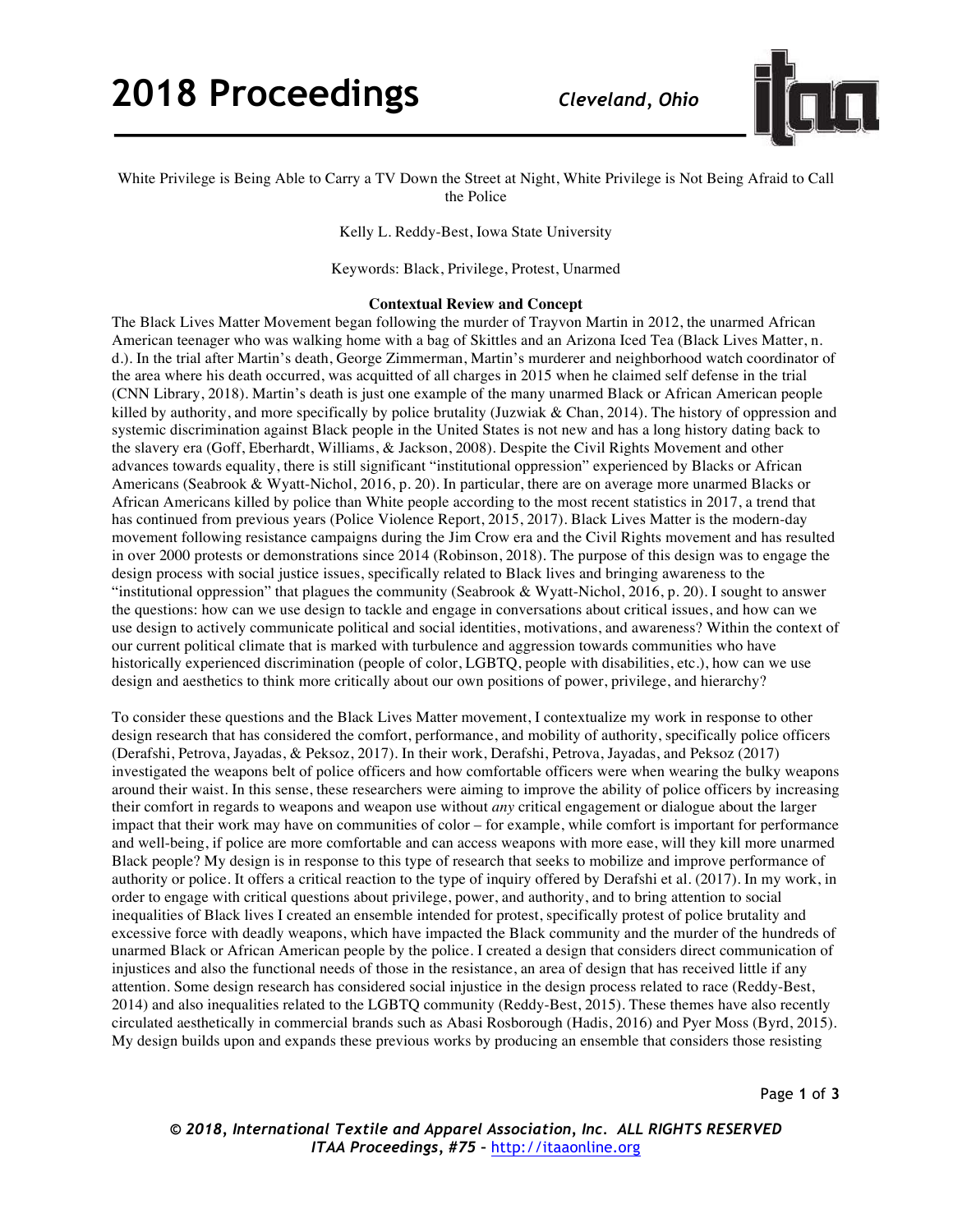White Privilege is Being Able to Carry a TV Down the Street at Night, White Privilege is Not Being Afraid to Call the Police

Kelly L. Reddy-Best, Iowa State University

Keywords: Black, Privilege, Protest, Unarmed

### Contextual Review and Concept

The Black Lives Matter Movement began following the murder of Trayvon Martin in 2012, the unarmed African American teenager who was walking home with a bag of Skittles and an Arizona Iced Tea (Black Lives Matter, n. d.). In the trial after Martin's death, George Zimmerman, Martin's murderer and neighborhood watch coordinator of the area where his death occurred, was acquitted of all charges in 2015 when he claimed self defense in the trial (CNN Library, 2018). Martin's death is just one example of the many unarmed Black or African American people killed by authority, and more specifically by police brutality (Juzwiak & Chan, 2014). The history of oppression and systemic discrimination against Black people in the United States is not new and has a long history dating back to the slavery era (Goff, Eberhardt, Williams, & Jackson, 2008). Despite the Civil Rights Movement and other advances towards equality, there is still significant "institutional oppression" experienced by Blacks or African Americans (Seabrook & Wyatt-Nichol, 2016, p. 20). In particular, there are on average more unarmed Blacks or African Americans killed by police than White people according to the most recent statistics in 2017, a trend that has continued from previous years (Police Violence Report, 2015, 2017). Black Lives Matter is the modern-day movement following resistance campaigns during the Jim Crow era and the Civil Rights movement and has resulted in over 2000 protests or demonstrations since 2014 (Robinson, 2018). The purpose of this design was to engage the design process with social justice issues, specifically related to Black lives and bringing awareness to the "institutional oppression" that plagues the community (Seabrook & Wyatt-Nichol, 2016, p. 20). I sought to answer the questions: how can we use design to tackle and engage in conversations about critical issues, and how can we use design to actively communicate political and social identities, motivations, and awareness? Within the context of our current political climate that is marked with turbulence and aggression towards communities who have historically experienced discrimination (people of color, LGBTQ, people with disabilities, etc.), how can we use design and aesthetics to think more critically about our own positions of power, privilege, and hierarchy?

To consider these questions and the Black Lives Matter movement, I contextualize my work in response to other design research that has considered the comfort, performance, and mobility of authority, specifically police officers (Derafshi, Petrova, Jayadas, & Peksoz, 2017). In their work, Derafshi, Petrova, Jayadas, and Peksoz (2017) investigated the weapons belt of police officers and how comfortable officers were when wearing the bulky weapons around their waist. In this sense, these researchers were aiming to improve the ability of police officers by increasing their comfort in regards to weapons and weapon use without *any* critical engagement or dialogue about the larger impact that their work may have on communities of color – for example, while comfort is important for performance and well-being, if police are more comfortable and can access weapons with more ease, will they kill more unarmed Black people? My design is in response to this type of research that seeks to mobilize and improve performance of authority or police. It offers a critical reaction to the type of inquiry offered by Derafshi et al. (2017). In my work, in order to engage with critical questions about privilege, power, and authority, and to bring attention to social inequalities of Black lives I created an ensemble intended for protest, specifically protest of police brutality and excessive force with deadly weapons, which have impacted the Black community and the murder of the hundreds of unarmed Black or African American people by the police. I created a design that considers direct communication of injustices and also the functional needs of those in the resistance, an area of design that has received little if any attention. Some design research has considered social injustice in the design process related to race (Reddy-Best, 2014) and also inequalities related to the LGBTQ community (Reddy-Best, 2015). These themes have also recently circulated aesthetically in commercial brands such as Abasi Rosborough (Hadis, 2016) and Pyer Moss (Byrd, 2015). My design builds upon and expands these previous works by producing an ensemble that considers those resisting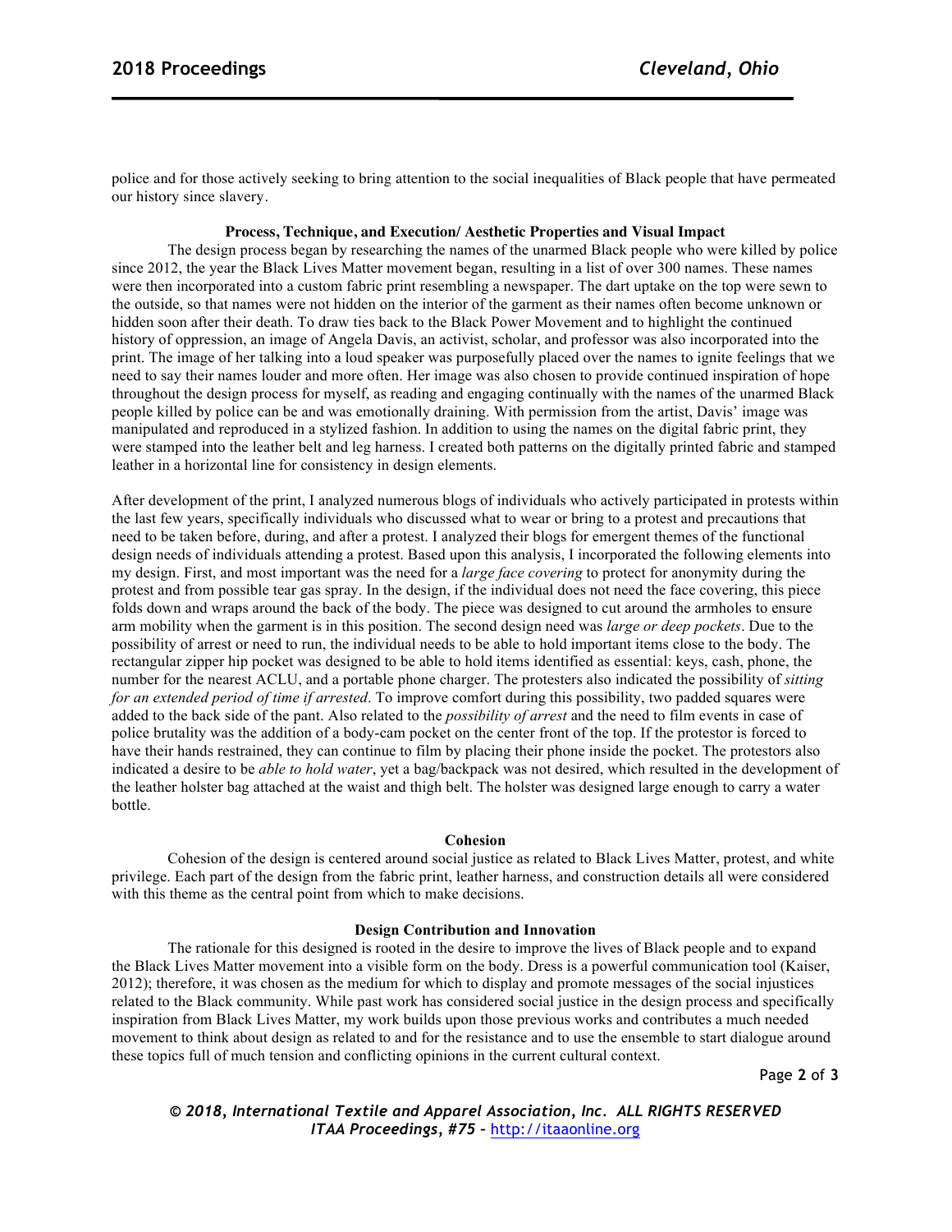police and for those actively seeking to bring attention to the social inequalities of Black people that have permeated our history since slavery.

**Process, Technique, and Execution/ Aesthetic Properties and Visual Impact**

The design process began by researching the names of the unarmed Black people who were killed by police since 2012, the year the Black Lives Matter movement began, resulting in a list of over 300 names. These names were then incorporated into a custom fabric print resembling a newspaper. The dart uptake on the top were sewn to the outside, so that names were not hidden on the interior of the garment as their names often become unknown or hidden soon after their death. To draw ties back to the Black Power Movement and to highlight the continued history of oppression, an image of Angela Davis, an activist, scholar, and professor was also incorporated into the print. The image of her talking into a loud speaker was purposefully placed over the names to ignite feelings that we need to say their names louder and more often. Her image was also chosen to provide continued inspiration of hope throughout the design process for myself, as reading and engaging continually with the names of the unarmed Black people killed by police can be and was emotionally draining. With permission from the artist, Davis' image was manipulated and reproduced in a stylized fashion. In addition to using the names on the digital fabric print, they were stamped into the leather belt and leg harness. I created both patterns on the digitally printed fabric and stamped leather in a horizontal line for consistency in design elements.

After development of the print, I analyzed numerous blogs of individuals who actively participated in protests within the last few years, specifically individuals who discussed what to wear or bring to a protest and precautions that need to be taken before, during, and after a protest. I analyzed their blogs for emergent themes of the functional design needs of individuals attending a protest. Based upon this analysis, I incorporated the following elements into my design. First, and most important was the need for a *large face covering* to protect for anonymity during the protest and from possible tear gas spray. In the design, if the individual does not need the face covering, this piece folds down and wraps around the back of the body. The piece was designed to cut around the armholes to ensure arm mobility when the garment is in this position. The second design need was *large or deep pockets*. Due to the possibility of arrest or need to run, the individual needs to be able to hold important items close to the body. The rectangular zipper hip pocket was designed to be able to hold items identified as essential: keys, cash, phone, the number for the nearest ACLU, and a portable phone charger. The protesters also indicated the possibility of *sitting for an extended period of time if arrested*. To improve comfort during this possibility, two padded squares were added to the back side of the pant. Also related to the *possibility of arrest* and the need to film events in case of police brutality was the addition of a body-cam pocket on the center front of the top. If the protestor is forced to have their hands restrained, they can continue to film by placing their phone inside the pocket. The protestors also indicated a desire to be *able to hold water*, yet a bag/backpack was not desired, which resulted in the development of the leather holster bag attached at the waist and thigh belt. The holster was designed large enough to carry a water bottle.

**Cohesion**

Cohesion of the design is centered around social justice as related to Black Lives Matter, protest, and white privilege. Each part of the design from the fabric print, leather harness, and construction details all were considered with this theme as the central point from which to make decisions.

**Design Contribution and Innovation**

The rationale for this designed is rooted in the desire to improve the lives of Black people and to expand the Black Lives Matter movement into a visible form on the body. Dress is a powerful communication tool (Kaiser, 2012); therefore, it was chosen as the medium for which to display and promote messages of the social injustices related to the Black community. While past work has considered social justice in the design process and specifically inspiration from Black Lives Matter, my work builds upon those previous works and contributes a much needed movement to think about design as related to and for the resistance and to use the ensemble to start dialogue around these topics full of much tension and conflicting opinions in the current cultural context.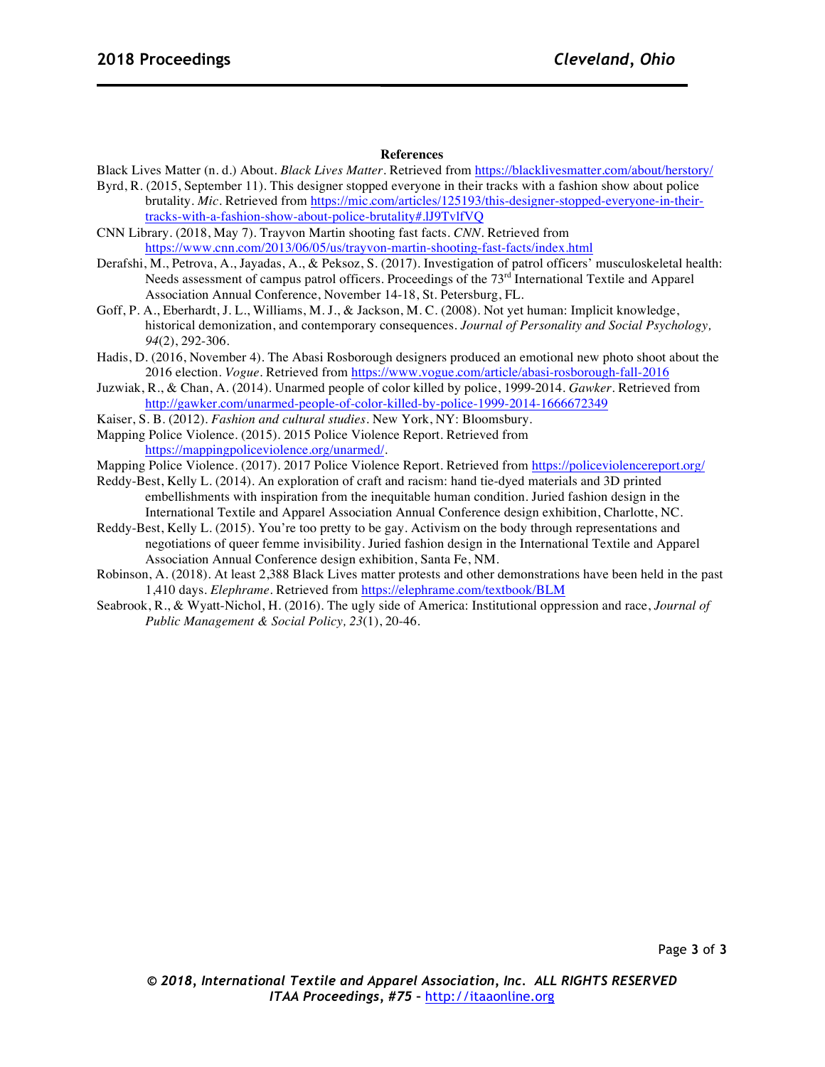**References**

Black Lives Matter (n. d.) About. *Black Lives Matter*. Retrieved from https://blacklivesmatter.com/about/herstory/

Byrd, R. (2015, September 11). This designer stopped everyone in their tracks with a fashion show about police brutality. *Mic*. Retrieved from https://mic.com/articles/125193/this-designer-stopped-everyone-in-their-tracks-with-a-fashion-show-about-police-brutality#.lJ9TvlfVQ

CNN Library. (2018, May 7). Trayvon Martin shooting fast facts. *CNN*. Retrieved from https://www.cnn.com/2013/06/05/us/trayvon-martin-shooting-fast-facts/index.html

Derafshi, M., Petrova, A., Jayadas, A., & Peksoz, S. (2017). Investigation of patrol officers' musculoskeletal health: Needs assessment of campus patrol officers. Proceedings of the 73rd International Textile and Apparel Association Annual Conference, November 14-18, St. Petersburg, FL.

Goff, P. A., Eberhardt, J. L., Williams, M. J., & Jackson, M. C. (2008). Not yet human: Implicit knowledge, historical demonization, and contemporary consequences. *Journal of Personality and Social Psychology, 94*(2), 292-306.

Hadis, D. (2016, November 4). The Abasi Rosborough designers produced an emotional new photo shoot about the 2016 election. *Vogue*. Retrieved from https://www.vogue.com/article/abasi-rosborough-fall-2016

Juzwiak, R., & Chan, A. (2014). Unarmed people of color killed by police, 1999-2014. *Gawker*. Retrieved from http://gawker.com/unarmed-people-of-color-killed-by-police-1999-2014-1666672349

Kaiser, S. B. (2012). *Fashion and cultural studies*. New York, NY: Bloomsbury.

Mapping Police Violence. (2015). 2015 Police Violence Report. Retrieved from https://mappingpoliceviolence.org/unarmed/.

Mapping Police Violence. (2017). 2017 Police Violence Report. Retrieved from https://policeviolencereport.org/

Reddy-Best, Kelly L. (2014). An exploration of craft and racism: hand tie-dyed materials and 3D printed embellishments with inspiration from the inequitable human condition. Juried fashion design in the International Textile and Apparel Association Annual Conference design exhibition, Charlotte, NC.

Reddy-Best, Kelly L. (2015). You're too pretty to be gay. Activism on the body through representations and negotiations of queer femme invisibility. Juried fashion design in the International Textile and Apparel Association Annual Conference design exhibition, Santa Fe, NM.

Robinson, A. (2018). At least 2,388 Black Lives matter protests and other demonstrations have been held in the past 1,410 days. *Elephrame*. Retrieved from https://elephrame.com/textbook/BLM

Seabrook, R., & Wyatt-Nichol, H. (2016). The ugly side of America: Institutional oppression and race, *Journal of Public Management & Social Policy, 23*(1), 20-46.